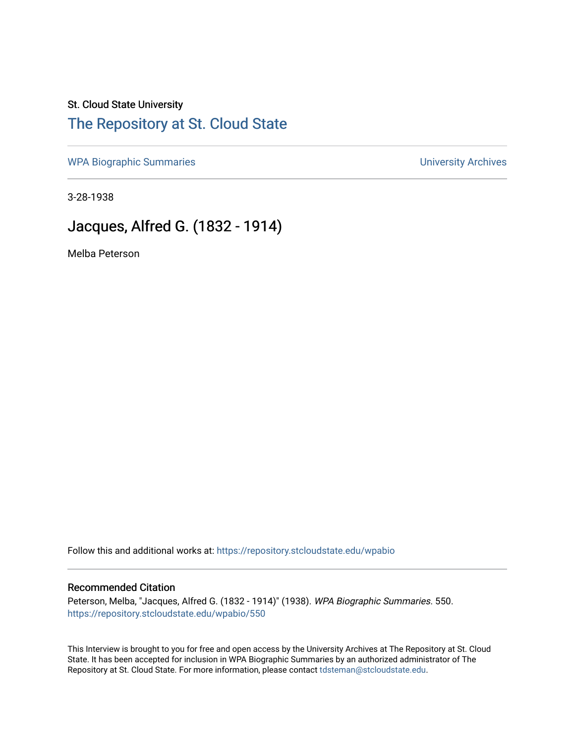St. Cloud State University

## The Repository at St. Cloud State

WPA Biographic Summaries

University Archives

3-28-1938

# Jacques, Alfred G. (1832 - 1914)

Melba Peterson

Follow this and additional works at: https://repository.stcloudstate.edu/wpabio

### Recommended Citation

Peterson, Melba, "Jacques, Alfred G. (1832 - 1914)" (1938). *WPA Biographic Summaries*. 550.
https://repository.stcloudstate.edu/wpabio/550

This Interview is brought to you for free and open access by the University Archives at The Repository at St. Cloud State. It has been accepted for inclusion in WPA Biographic Summaries by an authorized administrator of The Repository at St. Cloud State. For more information, please contact tdsteman@stcloudstate.edu.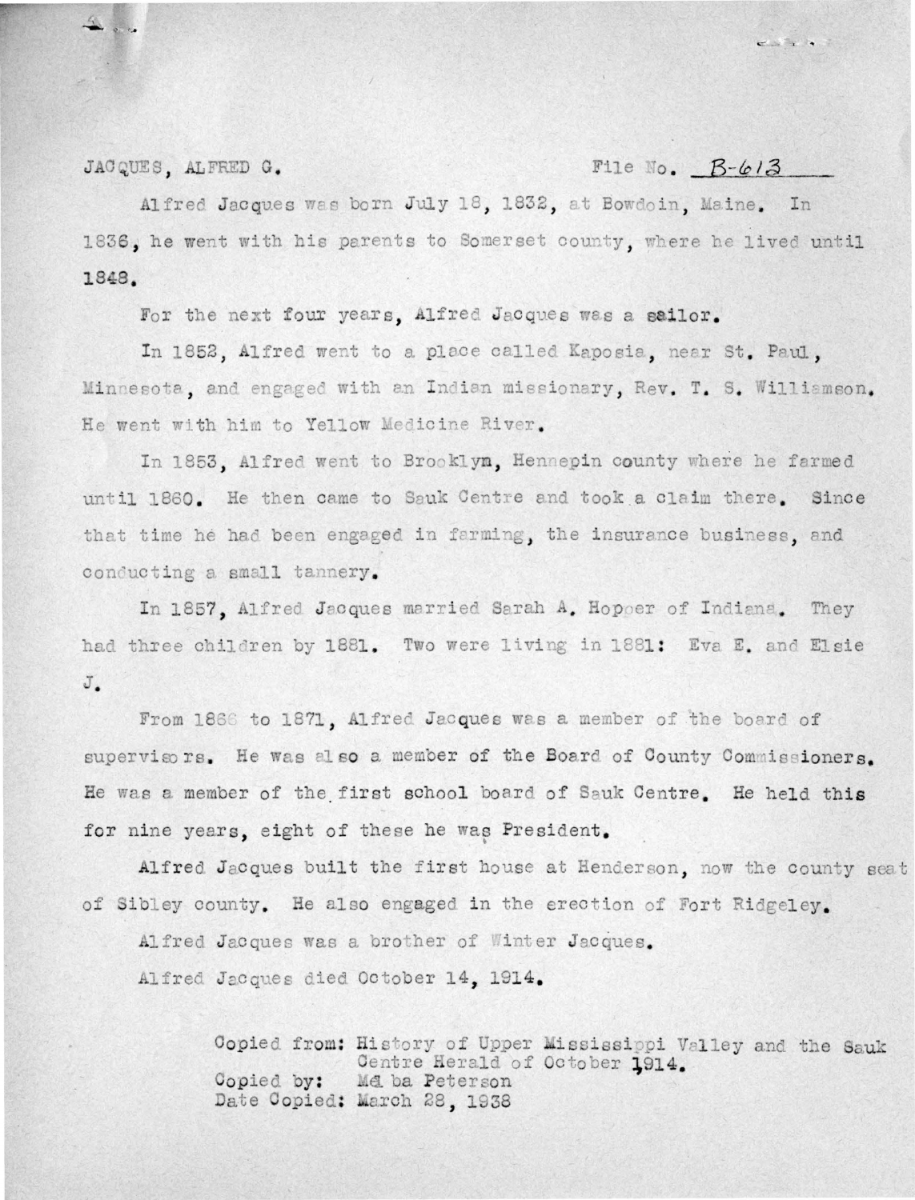JACQUES, ALFRED G. File No. B-613

Alfred Jacques was born July 18, 1832, at Bowdoin, Maine. In 1836, he went with his parents to Somerset county, where he lived until 1848.

For the next four years, Alfred Jacques was a sailor.

In 1852, Alfred went to a place called Kaposia, near St. Paul, Minnesota, and engaged with an Indian missionary, Rev. T. S. Williamson. He went with him to Yellow Medicine River.

In 1853, Alfred went to Brooklyn, Hennepin county where he farmed until 1860. He then came to Sauk Centre and took a claim there. Since that time he had been engaged in farming, the insurance business, and conducting a small tannery.

In 1857, Alfred Jacques married Sarah A. Hopper of Indiana. They had three children by 1881. Two were living in 1881: Eva E. and Elsie J.

From 1866 to 1871, Alfred Jacques was a member of the board of supervisors. He was also a member of the Board of County Commissioners. He was a member of the first school board of Sauk Centre. He held this for nine years, eight of these he was President.

Alfred Jacques built the first house at Henderson, now the county seat of Sibley county. He also engaged in the erection of Fort Ridgeley.

Alfred Jacques was a brother of Winter Jacques.

Alfred Jacques died October 14, 1914.

Copied from: History of Upper Mississippi Valley and the Sauk Centre Herald of October 1914.
Copied by: Melba Peterson
Date Copied: March 28, 1938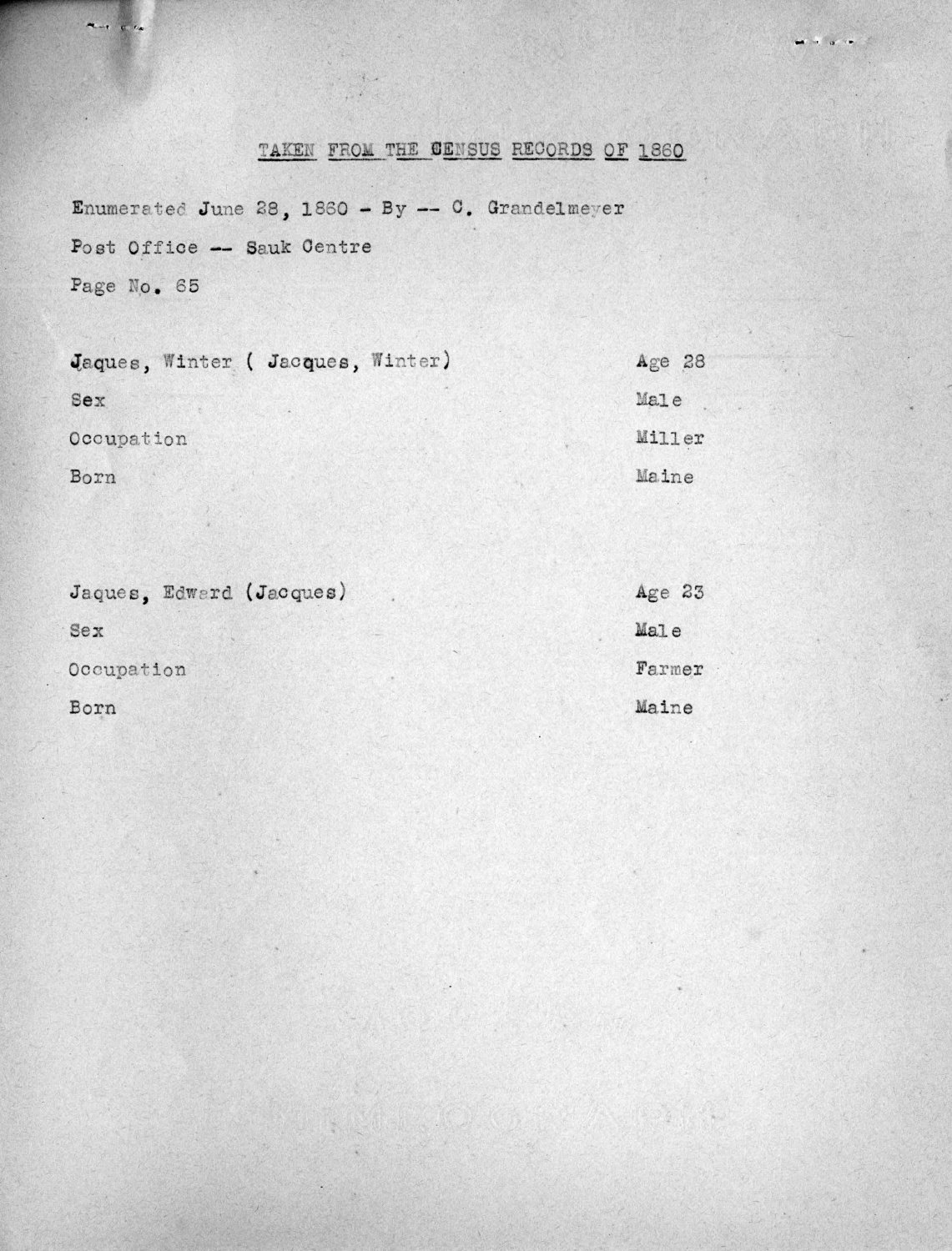# TAKEN FROM THE CENSUS RECORDS OF 1860

Enumerated June 28, 1860 - By -- C. Grandelmeyer

Post Office -- Sauk Centre

Page No. 65

| | |
|---|---|
| Jaques, Winter ( Jacques, Winter) | Age 28 |
| Sex | Male |
| Occupation | Miller |
| Born | Maine |

| | |
|---|---|
| Jaques, Edward (Jacques) | Age 23 |
| Sex | Male |
| Occupation | Farmer |
| Born | Maine |